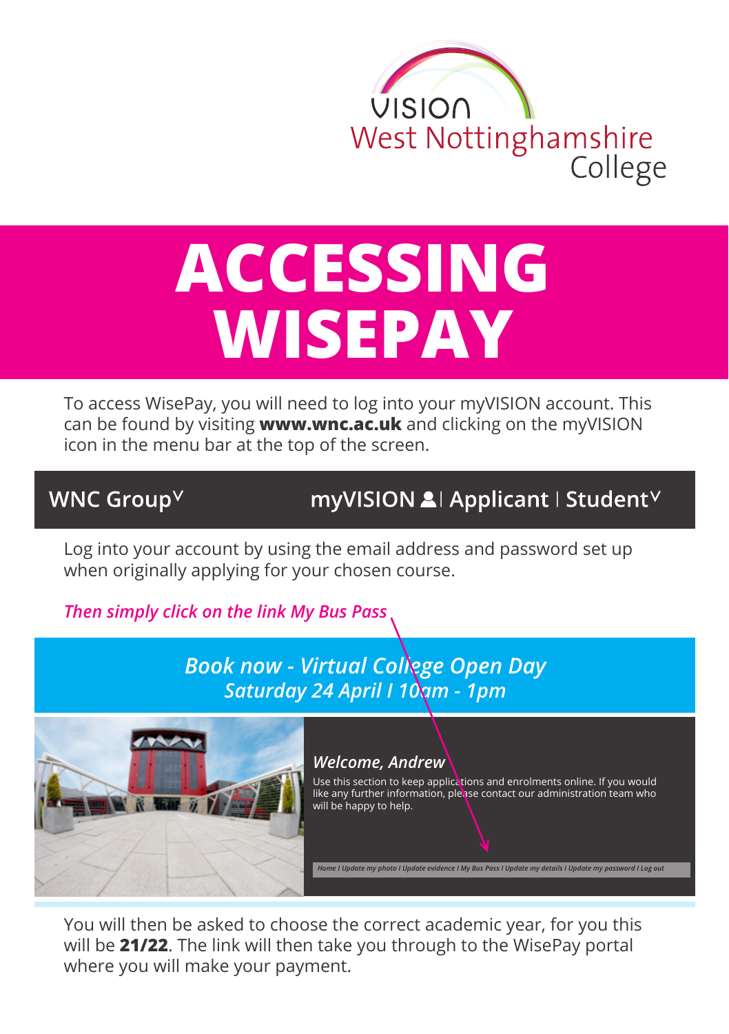VISION
West Nottinghamshire College

# ACCESSING WISEPAY

To access WisePay, you will need to log into your myVISION account. This can be found by visiting **www.wnc.ac.uk** and clicking on the myVISION icon in the menu bar at the top of the screen.

WNC Group˅ myVISION | Applicant | Student˅

Log into your account by using the email address and password set up when originally applying for your chosen course.

*Then simply click on the link My Bus Pass*

*Book now - Virtual College Open Day*
*Saturday 24 April I 10am - 1pm*

*Welcome, Andrew*

Use this section to keep applications and enrolments online. If you would like any further information, please contact our administration team who will be happy to help.

*Home I Update my photo I Update evidence I My Bus Pass I Update my details I Update my password I Log out*

You will then be asked to choose the correct academic year, for you this will be **21/22**. The link will then take you through to the WisePay portal where you will make your payment.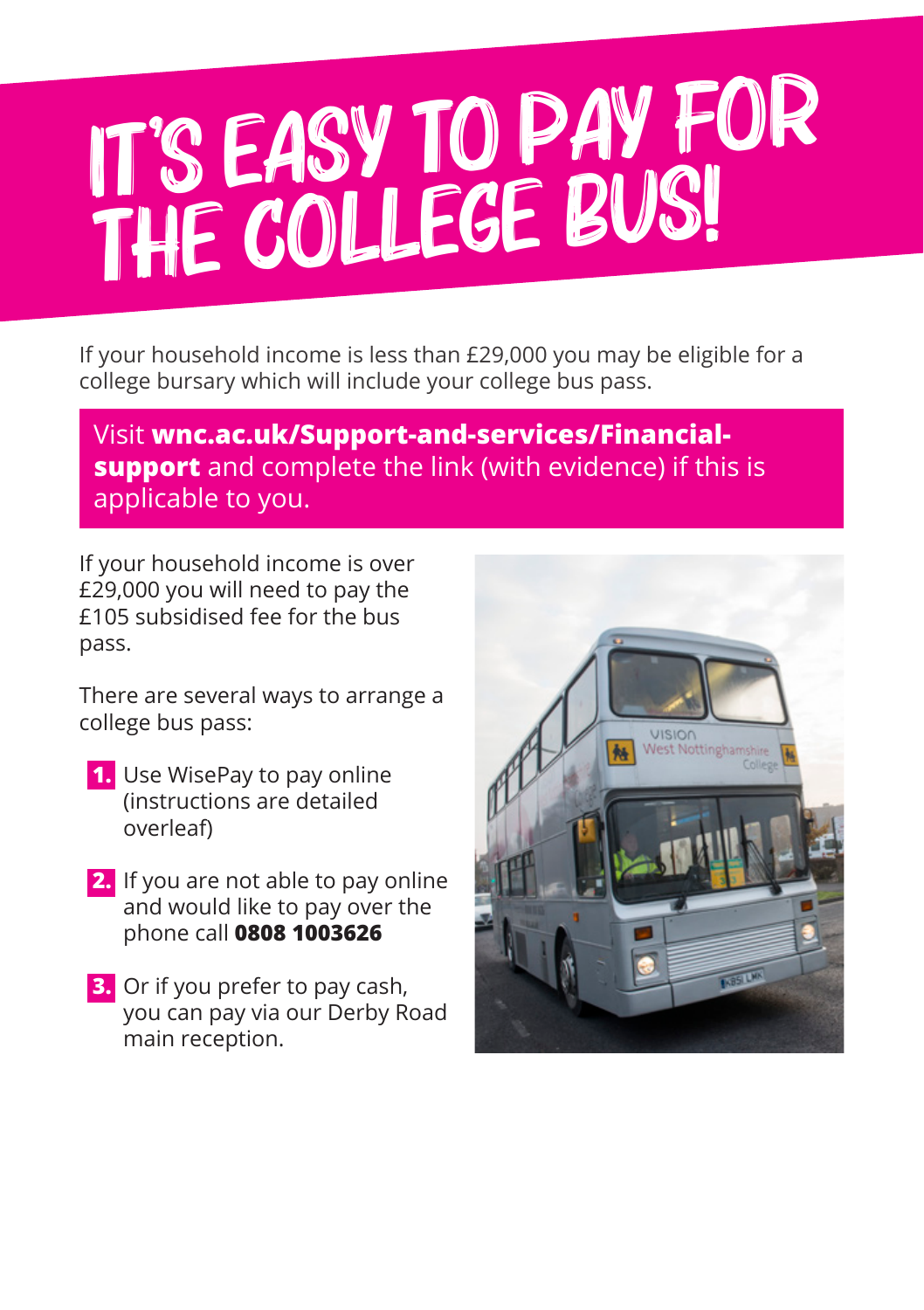# IT'S EASY TO PAY FOR THE COLLEGE BUS!

If your household income is less than £29,000 you may be eligible for a college bursary which will include your college bus pass.

Visit **wnc.ac.uk/Support-and-services/Financial-support** and complete the link (with evidence) if this is applicable to you.

If your household income is over £29,000 you will need to pay the £105 subsidised fee for the bus pass.

There are several ways to arrange a college bus pass:

1. Use WisePay to pay online (instructions are detailed overleaf)
2. If you are not able to pay online and would like to pay over the phone call **0808 1003626**
3. Or if you prefer to pay cash, you can pay via our Derby Road main reception.